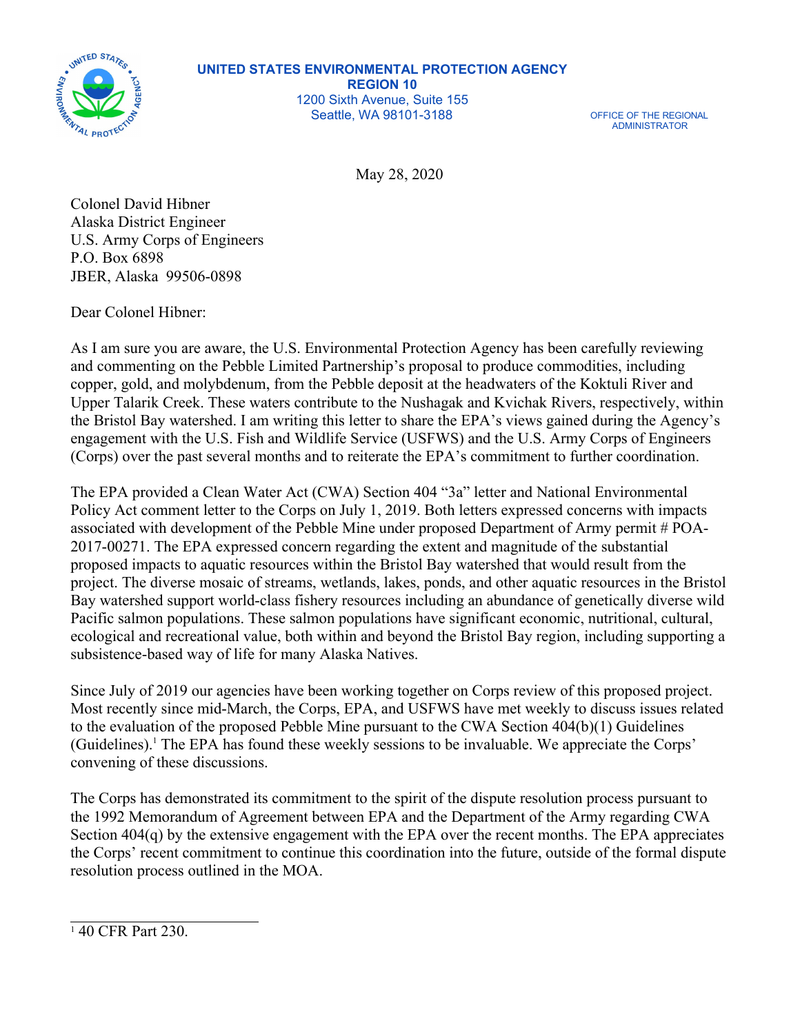**UNITED STATES ENVIRONMENTAL PROTECTION AGENCY**
**REGION 10**
1200 Sixth Avenue, Suite 155
Seattle, WA 98101-3188

OFFICE OF THE REGIONAL ADMINISTRATOR

May 28, 2020

Colonel David Hibner
Alaska District Engineer
U.S. Army Corps of Engineers
P.O. Box 6898
JBER, Alaska 99506-0898

Dear Colonel Hibner:

As I am sure you are aware, the U.S. Environmental Protection Agency has been carefully reviewing and commenting on the Pebble Limited Partnership's proposal to produce commodities, including copper, gold, and molybdenum, from the Pebble deposit at the headwaters of the Koktuli River and Upper Talarik Creek. These waters contribute to the Nushagak and Kvichak Rivers, respectively, within the Bristol Bay watershed. I am writing this letter to share the EPA's views gained during the Agency's engagement with the U.S. Fish and Wildlife Service (USFWS) and the U.S. Army Corps of Engineers (Corps) over the past several months and to reiterate the EPA's commitment to further coordination.

The EPA provided a Clean Water Act (CWA) Section 404 "3a" letter and National Environmental Policy Act comment letter to the Corps on July 1, 2019. Both letters expressed concerns with impacts associated with development of the Pebble Mine under proposed Department of Army permit # POA-2017-00271. The EPA expressed concern regarding the extent and magnitude of the substantial proposed impacts to aquatic resources within the Bristol Bay watershed that would result from the project. The diverse mosaic of streams, wetlands, lakes, ponds, and other aquatic resources in the Bristol Bay watershed support world-class fishery resources including an abundance of genetically diverse wild Pacific salmon populations. These salmon populations have significant economic, nutritional, cultural, ecological and recreational value, both within and beyond the Bristol Bay region, including supporting a subsistence-based way of life for many Alaska Natives.

Since July of 2019 our agencies have been working together on Corps review of this proposed project. Most recently since mid-March, the Corps, EPA, and USFWS have met weekly to discuss issues related to the evaluation of the proposed Pebble Mine pursuant to the CWA Section 404(b)(1) Guidelines (Guidelines).[1] The EPA has found these weekly sessions to be invaluable. We appreciate the Corps' convening of these discussions.

The Corps has demonstrated its commitment to the spirit of the dispute resolution process pursuant to the 1992 Memorandum of Agreement between EPA and the Department of the Army regarding CWA Section 404(q) by the extensive engagement with the EPA over the recent months. The EPA appreciates the Corps' recent commitment to continue this coordination into the future, outside of the formal dispute resolution process outlined in the MOA.

[1] 40 CFR Part 230.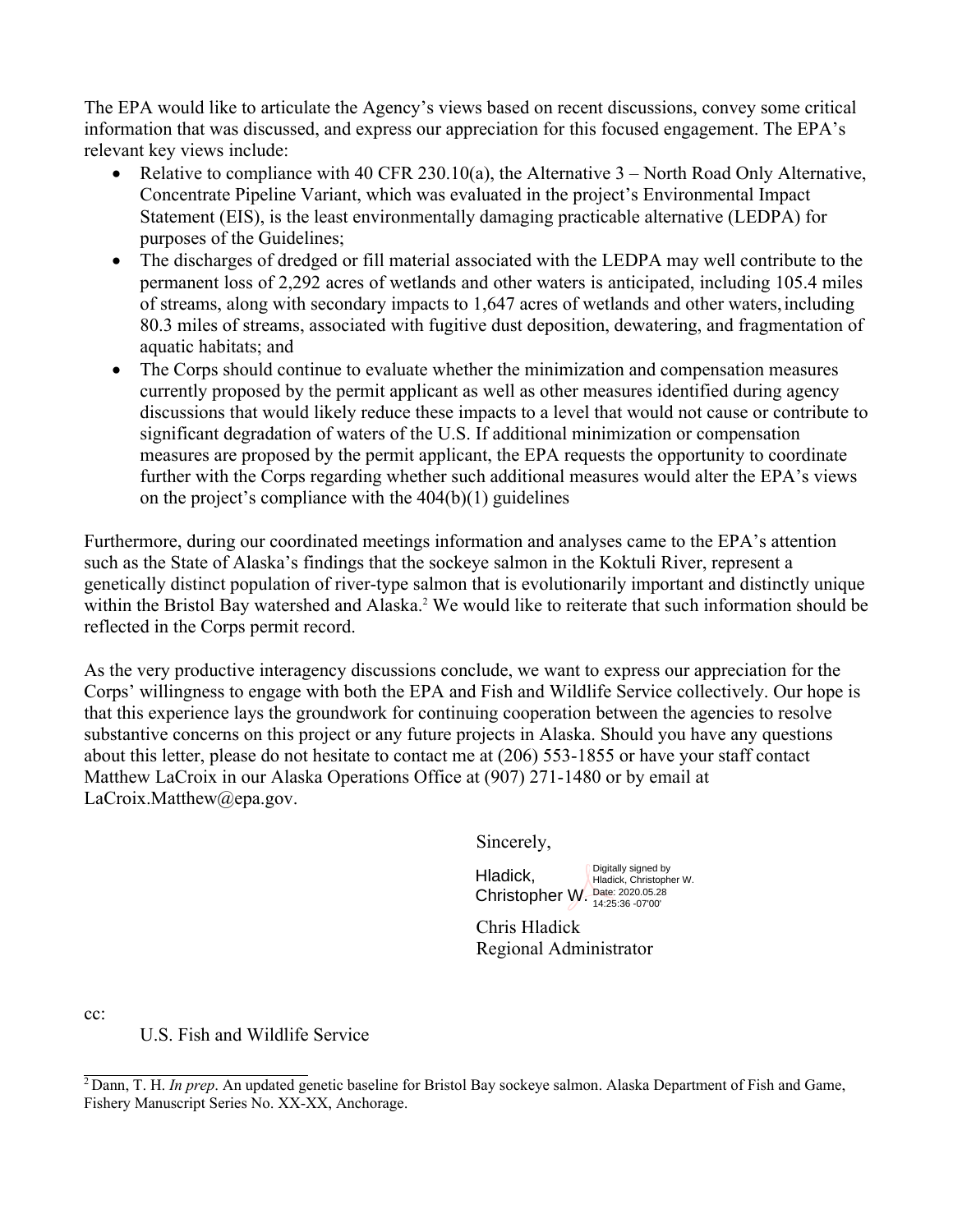The EPA would like to articulate the Agency's views based on recent discussions, convey some critical information that was discussed, and express our appreciation for this focused engagement. The EPA's relevant key views include:

- Relative to compliance with 40 CFR 230.10(a), the Alternative 3 – North Road Only Alternative, Concentrate Pipeline Variant, which was evaluated in the project's Environmental Impact Statement (EIS), is the least environmentally damaging practicable alternative (LEDPA) for purposes of the Guidelines;
- The discharges of dredged or fill material associated with the LEDPA may well contribute to the permanent loss of 2,292 acres of wetlands and other waters is anticipated, including 105.4 miles of streams, along with secondary impacts to 1,647 acres of wetlands and other waters, including 80.3 miles of streams, associated with fugitive dust deposition, dewatering, and fragmentation of aquatic habitats; and
- The Corps should continue to evaluate whether the minimization and compensation measures currently proposed by the permit applicant as well as other measures identified during agency discussions that would likely reduce these impacts to a level that would not cause or contribute to significant degradation of waters of the U.S. If additional minimization or compensation measures are proposed by the permit applicant, the EPA requests the opportunity to coordinate further with the Corps regarding whether such additional measures would alter the EPA's views on the project's compliance with the 404(b)(1) guidelines

Furthermore, during our coordinated meetings information and analyses came to the EPA's attention such as the State of Alaska's findings that the sockeye salmon in the Koktuli River, represent a genetically distinct population of river-type salmon that is evolutionarily important and distinctly unique within the Bristol Bay watershed and Alaska.[2] We would like to reiterate that such information should be reflected in the Corps permit record.

As the very productive interagency discussions conclude, we want to express our appreciation for the Corps' willingness to engage with both the EPA and Fish and Wildlife Service collectively. Our hope is that this experience lays the groundwork for continuing cooperation between the agencies to resolve substantive concerns on this project or any future projects in Alaska. Should you have any questions about this letter, please do not hesitate to contact me at (206) 553-1855 or have your staff contact Matthew LaCroix in our Alaska Operations Office at (907) 271-1480 or by email at LaCroix.Matthew@epa.gov.

Sincerely,

Hladick, Christopher W.
Digitally signed by Hladick, Christopher W.
Date: 2020.05.28 14:25:36 -07'00'

Chris Hladick
Regional Administrator

cc:

U.S. Fish and Wildlife Service

[2] Dann, T. H. *In prep*. An updated genetic baseline for Bristol Bay sockeye salmon. Alaska Department of Fish and Game, Fishery Manuscript Series No. XX-XX, Anchorage.